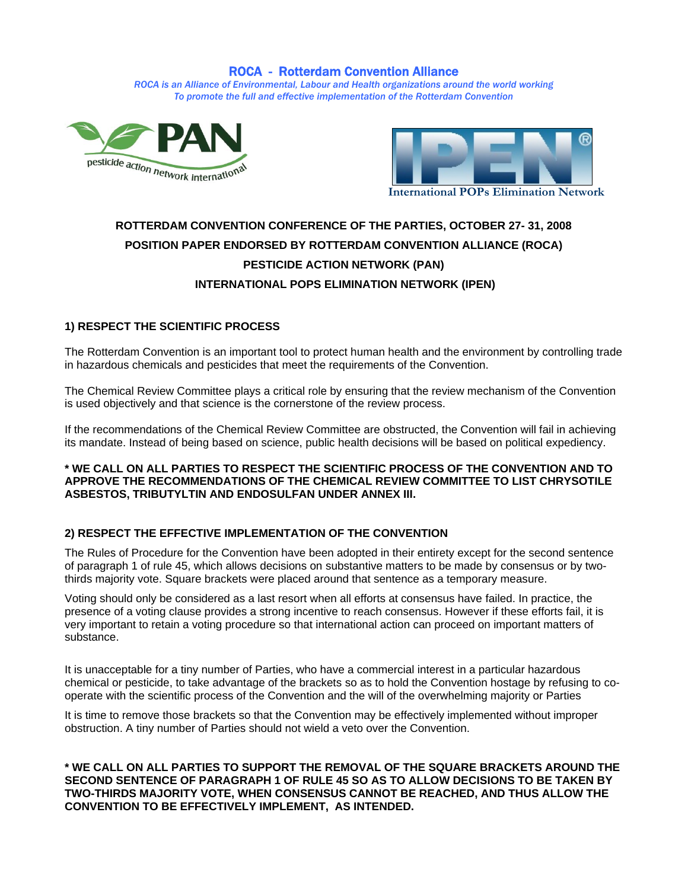## ROCA - Rotterdam Convention Alliance

*ROCA is an Alliance of Environmental, Labour and Health organizations around the world working To promote the full and effective implementation of the Rotterdam Convention*

pesticide action network international

International POPs Elimination Network

**ROTTERDAM CONVENTION CONFERENCE OF THE PARTIES, OCTOBER 27- 31, 2008**

**POSITION PAPER ENDORSED BY ROTTERDAM CONVENTION ALLIANCE (ROCA)**

**PESTICIDE ACTION NETWORK (PAN)**

**INTERNATIONAL POPS ELIMINATION NETWORK (IPEN)**

### 1) RESPECT THE SCIENTIFIC PROCESS

The Rotterdam Convention is an important tool to protect human health and the environment by controlling trade in hazardous chemicals and pesticides that meet the requirements of the Convention.

The Chemical Review Committee plays a critical role by ensuring that the review mechanism of the Convention is used objectively and that science is the cornerstone of the review process.

If the recommendations of the Chemical Review Committee are obstructed, the Convention will fail in achieving its mandate. Instead of being based on science, public health decisions will be based on political expediency.

**\* WE CALL ON ALL PARTIES TO RESPECT THE SCIENTIFIC PROCESS OF THE CONVENTION AND TO APPROVE THE RECOMMENDATIONS OF THE CHEMICAL REVIEW COMMITTEE TO LIST CHRYSOTILE ASBESTOS, TRIBUTYLTIN AND ENDOSULFAN UNDER ANNEX III.**

### 2) RESPECT THE EFFECTIVE IMPLEMENTATION OF THE CONVENTION

The Rules of Procedure for the Convention have been adopted in their entirety except for the second sentence of paragraph 1 of rule 45, which allows decisions on substantive matters to be made by consensus or by two-thirds majority vote. Square brackets were placed around that sentence as a temporary measure.

Voting should only be considered as a last resort when all efforts at consensus have failed. In practice, the presence of a voting clause provides a strong incentive to reach consensus. However if these efforts fail, it is very important to retain a voting procedure so that international action can proceed on important matters of substance.

It is unacceptable for a tiny number of Parties, who have a commercial interest in a particular hazardous chemical or pesticide, to take advantage of the brackets so as to hold the Convention hostage by refusing to co-operate with the scientific process of the Convention and the will of the overwhelming majority or Parties

It is time to remove those brackets so that the Convention may be effectively implemented without improper obstruction. A tiny number of Parties should not wield a veto over the Convention.

**\* WE CALL ON ALL PARTIES TO SUPPORT THE REMOVAL OF THE SQUARE BRACKETS AROUND THE SECOND SENTENCE OF PARAGRAPH 1 OF RULE 45 SO AS TO ALLOW DECISIONS TO BE TAKEN BY TWO-THIRDS MAJORITY VOTE, WHEN CONSENSUS CANNOT BE REACHED, AND THUS ALLOW THE CONVENTION TO BE EFFECTIVELY IMPLEMENT, AS INTENDED.**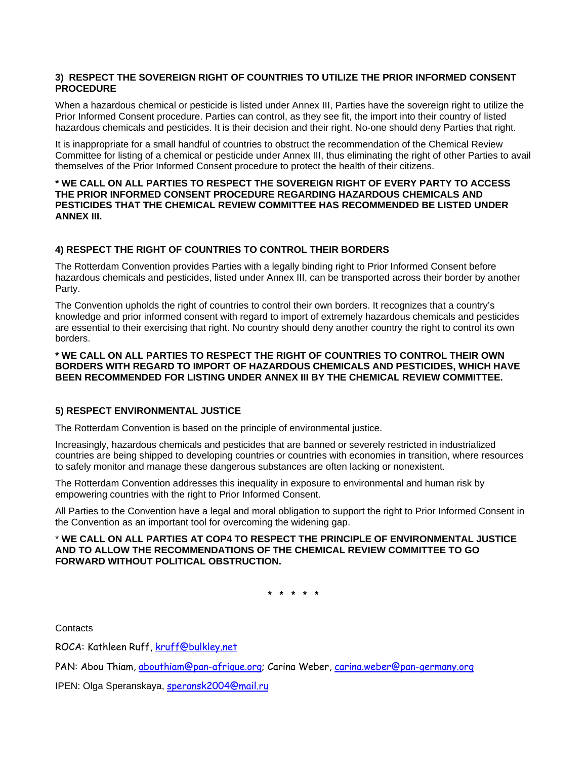### 3) RESPECT THE SOVEREIGN RIGHT OF COUNTRIES TO UTILIZE THE PRIOR INFORMED CONSENT PROCEDURE

When a hazardous chemical or pesticide is listed under Annex III, Parties have the sovereign right to utilize the Prior Informed Consent procedure. Parties can control, as they see fit, the import into their country of listed hazardous chemicals and pesticides. It is their decision and their right. No-one should deny Parties that right.

It is inappropriate for a small handful of countries to obstruct the recommendation of the Chemical Review Committee for listing of a chemical or pesticide under Annex III, thus eliminating the right of other Parties to avail themselves of the Prior Informed Consent procedure to protect the health of their citizens.

**\* WE CALL ON ALL PARTIES TO RESPECT THE SOVEREIGN RIGHT OF EVERY PARTY TO ACCESS THE PRIOR INFORMED CONSENT PROCEDURE REGARDING HAZARDOUS CHEMICALS AND PESTICIDES THAT THE CHEMICAL REVIEW COMMITTEE HAS RECOMMENDED BE LISTED UNDER ANNEX III.**

### 4) RESPECT THE RIGHT OF COUNTRIES TO CONTROL THEIR BORDERS

The Rotterdam Convention provides Parties with a legally binding right to Prior Informed Consent before hazardous chemicals and pesticides, listed under Annex III, can be transported across their border by another Party.

The Convention upholds the right of countries to control their own borders. It recognizes that a country's knowledge and prior informed consent with regard to import of extremely hazardous chemicals and pesticides are essential to their exercising that right. No country should deny another country the right to control its own borders.

**\* WE CALL ON ALL PARTIES TO RESPECT THE RIGHT OF COUNTRIES TO CONTROL THEIR OWN BORDERS WITH REGARD TO IMPORT OF HAZARDOUS CHEMICALS AND PESTICIDES, WHICH HAVE BEEN RECOMMENDED FOR LISTING UNDER ANNEX III BY THE CHEMICAL REVIEW COMMITTEE.**

### 5) RESPECT ENVIRONMENTAL JUSTICE

The Rotterdam Convention is based on the principle of environmental justice.

Increasingly, hazardous chemicals and pesticides that are banned or severely restricted in industrialized countries are being shipped to developing countries or countries with economies in transition, where resources to safely monitor and manage these dangerous substances are often lacking or nonexistent.

The Rotterdam Convention addresses this inequality in exposure to environmental and human risk by empowering countries with the right to Prior Informed Consent.

All Parties to the Convention have a legal and moral obligation to support the right to Prior Informed Consent in the Convention as an important tool for overcoming the widening gap.

\* **WE CALL ON ALL PARTIES AT COP4 TO RESPECT THE PRINCIPLE OF ENVIRONMENTAL JUSTICE AND TO ALLOW THE RECOMMENDATIONS OF THE CHEMICAL REVIEW COMMITTEE TO GO FORWARD WITHOUT POLITICAL OBSTRUCTION.**

\* \* \* \* \*

Contacts

ROCA: Kathleen Ruff, kruff@bulkley.net

PAN: Abou Thiam, abouthiam@pan-afrique.org; Carina Weber, carina.weber@pan-germany.org

IPEN: Olga Speranskaya, speransk2004@mail.ru